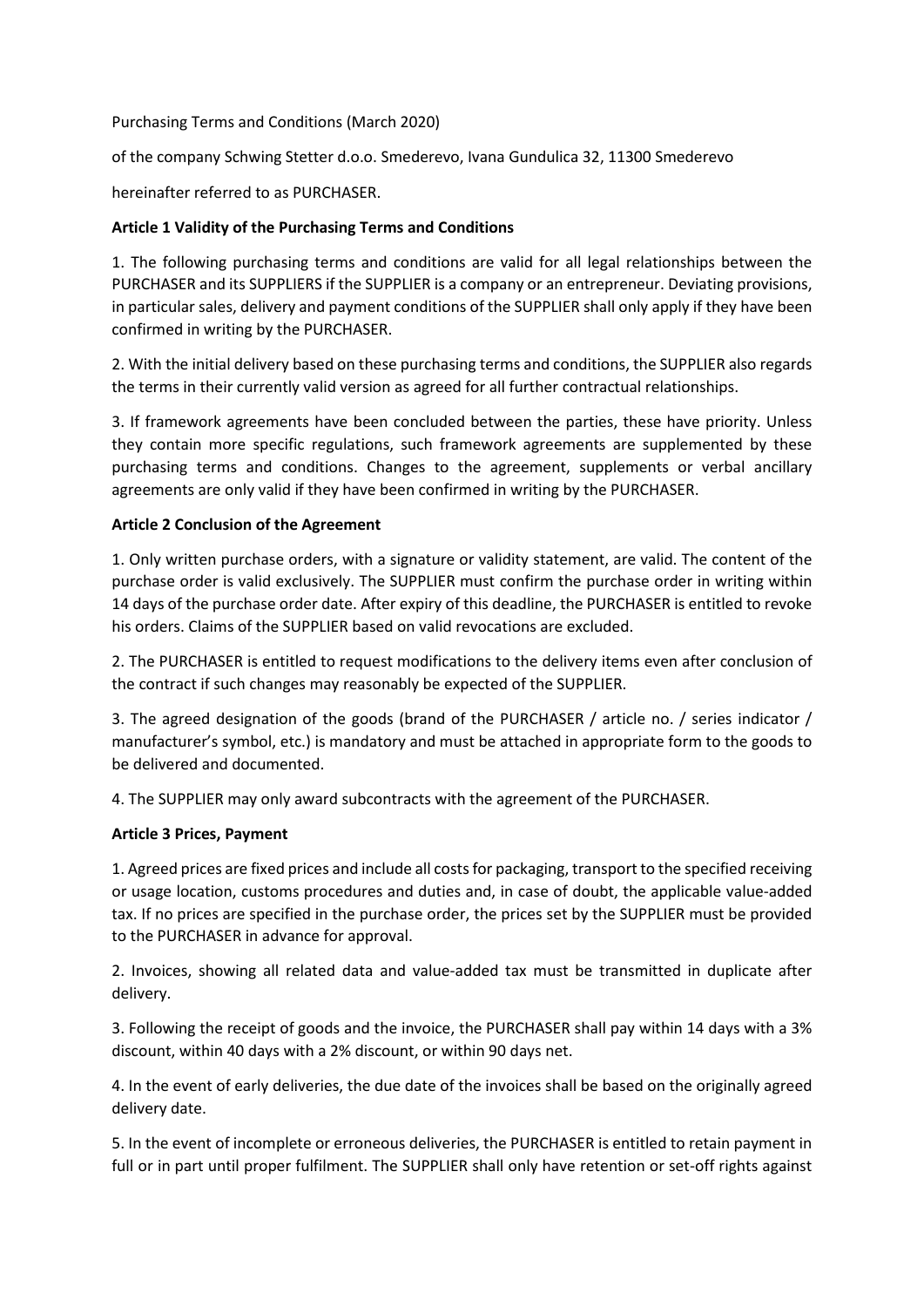Purchasing Terms and Conditions (March 2020)

of the company Schwing Stetter d.o.o. Smederevo, Ivana Gundulica 32, 11300 Smederevo

hereinafter referred to as PURCHASER.

**Article 1 Validity of the Purchasing Terms and Conditions**

1. The following purchasing terms and conditions are valid for all legal relationships between the PURCHASER and its SUPPLIERS if the SUPPLIER is a company or an entrepreneur. Deviating provisions, in particular sales, delivery and payment conditions of the SUPPLIER shall only apply if they have been confirmed in writing by the PURCHASER.

2. With the initial delivery based on these purchasing terms and conditions, the SUPPLIER also regards the terms in their currently valid version as agreed for all further contractual relationships.

3. If framework agreements have been concluded between the parties, these have priority. Unless they contain more specific regulations, such framework agreements are supplemented by these purchasing terms and conditions. Changes to the agreement, supplements or verbal ancillary agreements are only valid if they have been confirmed in writing by the PURCHASER.

**Article 2 Conclusion of the Agreement**

1. Only written purchase orders, with a signature or validity statement, are valid. The content of the purchase order is valid exclusively. The SUPPLIER must confirm the purchase order in writing within 14 days of the purchase order date. After expiry of this deadline, the PURCHASER is entitled to revoke his orders. Claims of the SUPPLIER based on valid revocations are excluded.

2. The PURCHASER is entitled to request modifications to the delivery items even after conclusion of the contract if such changes may reasonably be expected of the SUPPLIER.

3. The agreed designation of the goods (brand of the PURCHASER / article no. / series indicator / manufacturer's symbol, etc.) is mandatory and must be attached in appropriate form to the goods to be delivered and documented.

4. The SUPPLIER may only award subcontracts with the agreement of the PURCHASER.

**Article 3 Prices, Payment**

1. Agreed prices are fixed prices and include all costs for packaging, transport to the specified receiving or usage location, customs procedures and duties and, in case of doubt, the applicable value-added tax. If no prices are specified in the purchase order, the prices set by the SUPPLIER must be provided to the PURCHASER in advance for approval.

2. Invoices, showing all related data and value-added tax must be transmitted in duplicate after delivery.

3. Following the receipt of goods and the invoice, the PURCHASER shall pay within 14 days with a 3% discount, within 40 days with a 2% discount, or within 90 days net.

4. In the event of early deliveries, the due date of the invoices shall be based on the originally agreed delivery date.

5. In the event of incomplete or erroneous deliveries, the PURCHASER is entitled to retain payment in full or in part until proper fulfilment. The SUPPLIER shall only have retention or set-off rights against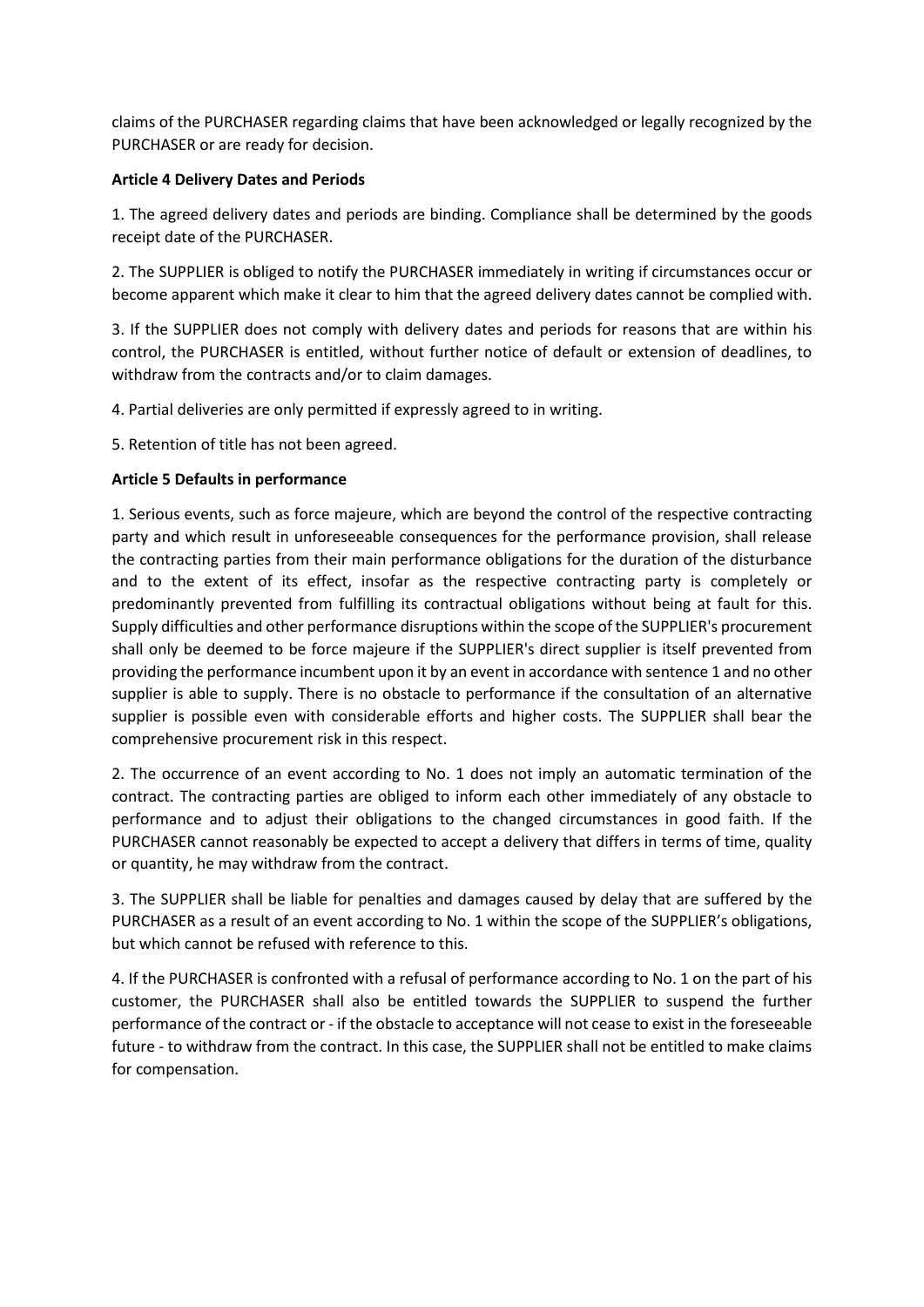claims of the PURCHASER regarding claims that have been acknowledged or legally recognized by the PURCHASER or are ready for decision.

**Article 4 Delivery Dates and Periods**

1. The agreed delivery dates and periods are binding. Compliance shall be determined by the goods receipt date of the PURCHASER.

2. The SUPPLIER is obliged to notify the PURCHASER immediately in writing if circumstances occur or become apparent which make it clear to him that the agreed delivery dates cannot be complied with.

3. If the SUPPLIER does not comply with delivery dates and periods for reasons that are within his control, the PURCHASER is entitled, without further notice of default or extension of deadlines, to withdraw from the contracts and/or to claim damages.

4. Partial deliveries are only permitted if expressly agreed to in writing.

5. Retention of title has not been agreed.

**Article 5 Defaults in performance**

1. Serious events, such as force majeure, which are beyond the control of the respective contracting party and which result in unforeseeable consequences for the performance provision, shall release the contracting parties from their main performance obligations for the duration of the disturbance and to the extent of its effect, insofar as the respective contracting party is completely or predominantly prevented from fulfilling its contractual obligations without being at fault for this. Supply difficulties and other performance disruptions within the scope of the SUPPLIER's procurement shall only be deemed to be force majeure if the SUPPLIER's direct supplier is itself prevented from providing the performance incumbent upon it by an event in accordance with sentence 1 and no other supplier is able to supply. There is no obstacle to performance if the consultation of an alternative supplier is possible even with considerable efforts and higher costs. The SUPPLIER shall bear the comprehensive procurement risk in this respect.

2. The occurrence of an event according to No. 1 does not imply an automatic termination of the contract. The contracting parties are obliged to inform each other immediately of any obstacle to performance and to adjust their obligations to the changed circumstances in good faith. If the PURCHASER cannot reasonably be expected to accept a delivery that differs in terms of time, quality or quantity, he may withdraw from the contract.

3. The SUPPLIER shall be liable for penalties and damages caused by delay that are suffered by the PURCHASER as a result of an event according to No. 1 within the scope of the SUPPLIER's obligations, but which cannot be refused with reference to this.

4. If the PURCHASER is confronted with a refusal of performance according to No. 1 on the part of his customer, the PURCHASER shall also be entitled towards the SUPPLIER to suspend the further performance of the contract or - if the obstacle to acceptance will not cease to exist in the foreseeable future - to withdraw from the contract. In this case, the SUPPLIER shall not be entitled to make claims for compensation.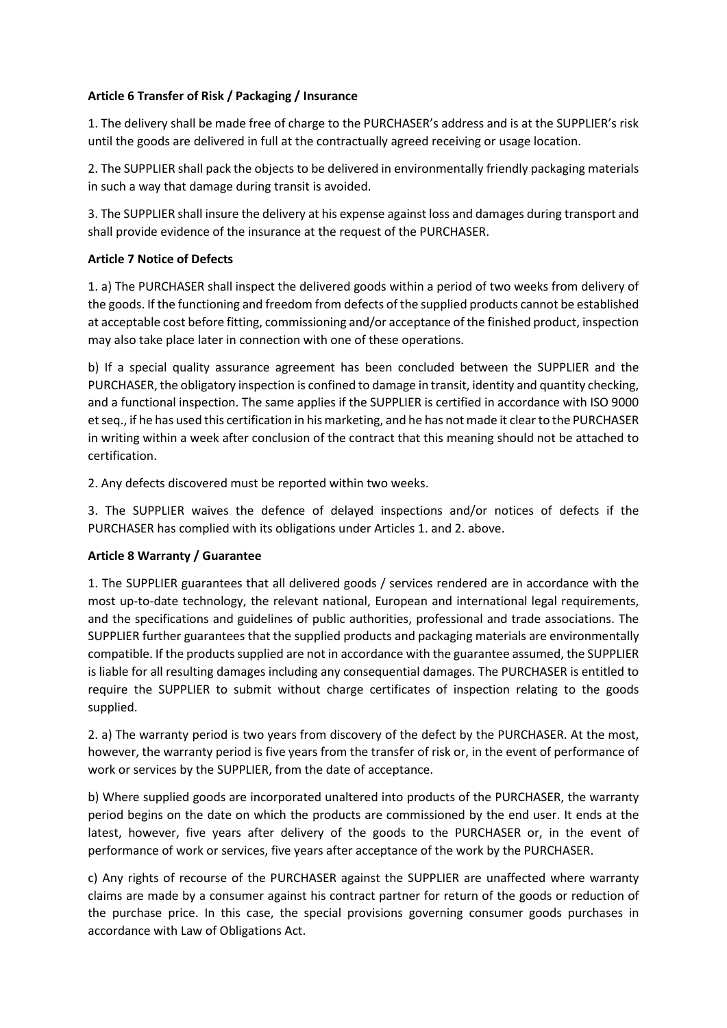**Article 6 Transfer of Risk / Packaging / Insurance**

1. The delivery shall be made free of charge to the PURCHASER's address and is at the SUPPLIER's risk until the goods are delivered in full at the contractually agreed receiving or usage location.

2. The SUPPLIER shall pack the objects to be delivered in environmentally friendly packaging materials in such a way that damage during transit is avoided.

3. The SUPPLIER shall insure the delivery at his expense against loss and damages during transport and shall provide evidence of the insurance at the request of the PURCHASER.

**Article 7 Notice of Defects**

1. a) The PURCHASER shall inspect the delivered goods within a period of two weeks from delivery of the goods. If the functioning and freedom from defects of the supplied products cannot be established at acceptable cost before fitting, commissioning and/or acceptance of the finished product, inspection may also take place later in connection with one of these operations.

b) If a special quality assurance agreement has been concluded between the SUPPLIER and the PURCHASER, the obligatory inspection is confined to damage in transit, identity and quantity checking, and a functional inspection. The same applies if the SUPPLIER is certified in accordance with ISO 9000 et seq., if he has used this certification in his marketing, and he has not made it clear to the PURCHASER in writing within a week after conclusion of the contract that this meaning should not be attached to certification.

2. Any defects discovered must be reported within two weeks.

3. The SUPPLIER waives the defence of delayed inspections and/or notices of defects if the PURCHASER has complied with its obligations under Articles 1. and 2. above.

**Article 8 Warranty / Guarantee**

1. The SUPPLIER guarantees that all delivered goods / services rendered are in accordance with the most up-to-date technology, the relevant national, European and international legal requirements, and the specifications and guidelines of public authorities, professional and trade associations. The SUPPLIER further guarantees that the supplied products and packaging materials are environmentally compatible. If the products supplied are not in accordance with the guarantee assumed, the SUPPLIER is liable for all resulting damages including any consequential damages. The PURCHASER is entitled to require the SUPPLIER to submit without charge certificates of inspection relating to the goods supplied.

2. a) The warranty period is two years from discovery of the defect by the PURCHASER. At the most, however, the warranty period is five years from the transfer of risk or, in the event of performance of work or services by the SUPPLIER, from the date of acceptance.

b) Where supplied goods are incorporated unaltered into products of the PURCHASER, the warranty period begins on the date on which the products are commissioned by the end user. It ends at the latest, however, five years after delivery of the goods to the PURCHASER or, in the event of performance of work or services, five years after acceptance of the work by the PURCHASER.

c) Any rights of recourse of the PURCHASER against the SUPPLIER are unaffected where warranty claims are made by a consumer against his contract partner for return of the goods or reduction of the purchase price. In this case, the special provisions governing consumer goods purchases in accordance with Law of Obligations Act.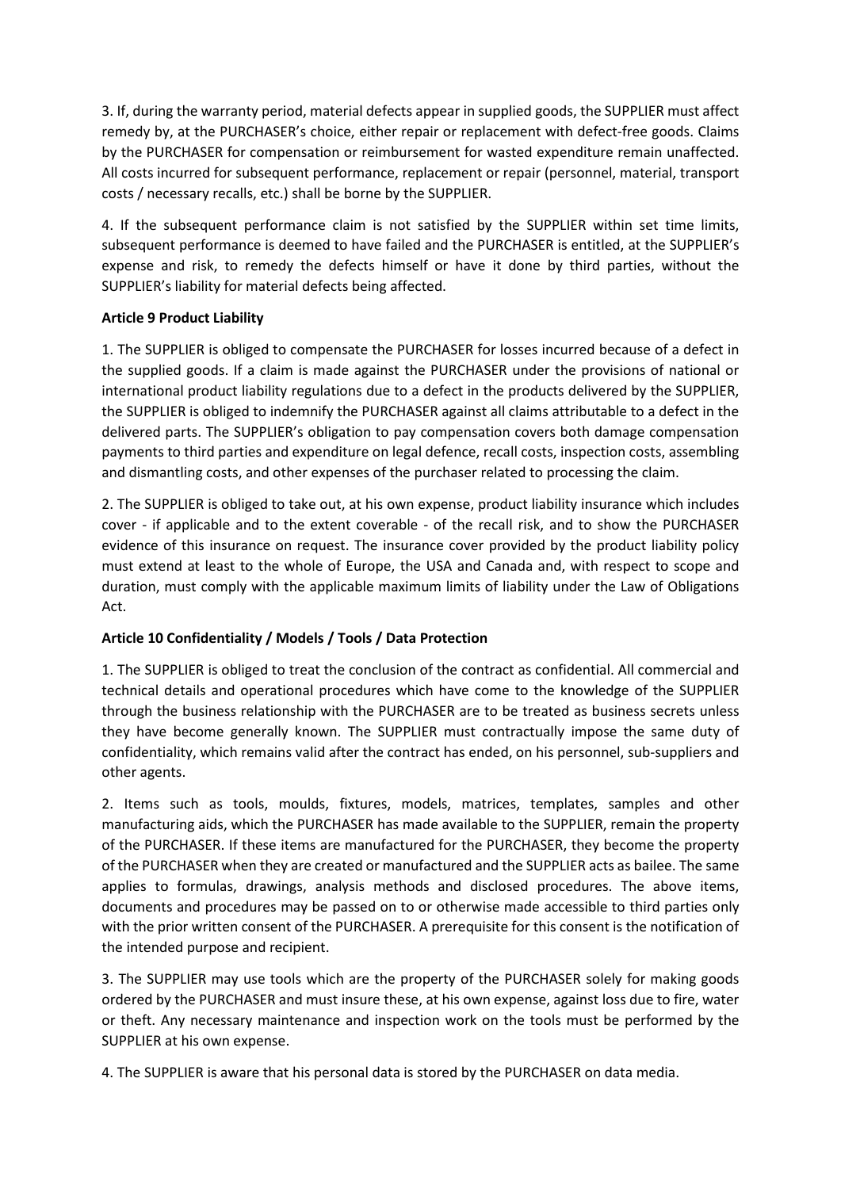3. If, during the warranty period, material defects appear in supplied goods, the SUPPLIER must affect remedy by, at the PURCHASER's choice, either repair or replacement with defect-free goods. Claims by the PURCHASER for compensation or reimbursement for wasted expenditure remain unaffected. All costs incurred for subsequent performance, replacement or repair (personnel, material, transport costs / necessary recalls, etc.) shall be borne by the SUPPLIER.

4. If the subsequent performance claim is not satisfied by the SUPPLIER within set time limits, subsequent performance is deemed to have failed and the PURCHASER is entitled, at the SUPPLIER's expense and risk, to remedy the defects himself or have it done by third parties, without the SUPPLIER's liability for material defects being affected.

**Article 9 Product Liability**

1. The SUPPLIER is obliged to compensate the PURCHASER for losses incurred because of a defect in the supplied goods. If a claim is made against the PURCHASER under the provisions of national or international product liability regulations due to a defect in the products delivered by the SUPPLIER, the SUPPLIER is obliged to indemnify the PURCHASER against all claims attributable to a defect in the delivered parts. The SUPPLIER's obligation to pay compensation covers both damage compensation payments to third parties and expenditure on legal defence, recall costs, inspection costs, assembling and dismantling costs, and other expenses of the purchaser related to processing the claim.

2. The SUPPLIER is obliged to take out, at his own expense, product liability insurance which includes cover - if applicable and to the extent coverable - of the recall risk, and to show the PURCHASER evidence of this insurance on request. The insurance cover provided by the product liability policy must extend at least to the whole of Europe, the USA and Canada and, with respect to scope and duration, must comply with the applicable maximum limits of liability under the Law of Obligations Act.

**Article 10 Confidentiality / Models / Tools / Data Protection**

1. The SUPPLIER is obliged to treat the conclusion of the contract as confidential. All commercial and technical details and operational procedures which have come to the knowledge of the SUPPLIER through the business relationship with the PURCHASER are to be treated as business secrets unless they have become generally known. The SUPPLIER must contractually impose the same duty of confidentiality, which remains valid after the contract has ended, on his personnel, sub-suppliers and other agents.

2. Items such as tools, moulds, fixtures, models, matrices, templates, samples and other manufacturing aids, which the PURCHASER has made available to the SUPPLIER, remain the property of the PURCHASER. If these items are manufactured for the PURCHASER, they become the property of the PURCHASER when they are created or manufactured and the SUPPLIER acts as bailee. The same applies to formulas, drawings, analysis methods and disclosed procedures. The above items, documents and procedures may be passed on to or otherwise made accessible to third parties only with the prior written consent of the PURCHASER. A prerequisite for this consent is the notification of the intended purpose and recipient.

3. The SUPPLIER may use tools which are the property of the PURCHASER solely for making goods ordered by the PURCHASER and must insure these, at his own expense, against loss due to fire, water or theft. Any necessary maintenance and inspection work on the tools must be performed by the SUPPLIER at his own expense.

4. The SUPPLIER is aware that his personal data is stored by the PURCHASER on data media.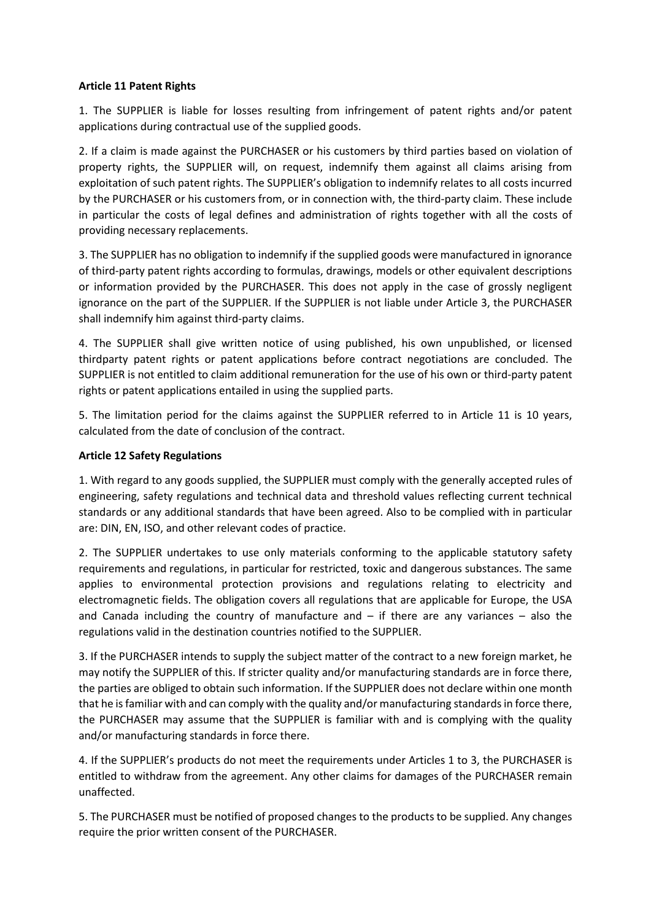**Article 11 Patent Rights**

1. The SUPPLIER is liable for losses resulting from infringement of patent rights and/or patent applications during contractual use of the supplied goods.

2. If a claim is made against the PURCHASER or his customers by third parties based on violation of property rights, the SUPPLIER will, on request, indemnify them against all claims arising from exploitation of such patent rights. The SUPPLIER's obligation to indemnify relates to all costs incurred by the PURCHASER or his customers from, or in connection with, the third-party claim. These include in particular the costs of legal defines and administration of rights together with all the costs of providing necessary replacements.

3. The SUPPLIER has no obligation to indemnify if the supplied goods were manufactured in ignorance of third-party patent rights according to formulas, drawings, models or other equivalent descriptions or information provided by the PURCHASER. This does not apply in the case of grossly negligent ignorance on the part of the SUPPLIER. If the SUPPLIER is not liable under Article 3, the PURCHASER shall indemnify him against third-party claims.

4. The SUPPLIER shall give written notice of using published, his own unpublished, or licensed thirdparty patent rights or patent applications before contract negotiations are concluded. The SUPPLIER is not entitled to claim additional remuneration for the use of his own or third-party patent rights or patent applications entailed in using the supplied parts.

5. The limitation period for the claims against the SUPPLIER referred to in Article 11 is 10 years, calculated from the date of conclusion of the contract.

**Article 12 Safety Regulations**

1. With regard to any goods supplied, the SUPPLIER must comply with the generally accepted rules of engineering, safety regulations and technical data and threshold values reflecting current technical standards or any additional standards that have been agreed. Also to be complied with in particular are: DIN, EN, ISO, and other relevant codes of practice.

2. The SUPPLIER undertakes to use only materials conforming to the applicable statutory safety requirements and regulations, in particular for restricted, toxic and dangerous substances. The same applies to environmental protection provisions and regulations relating to electricity and electromagnetic fields. The obligation covers all regulations that are applicable for Europe, the USA and Canada including the country of manufacture and – if there are any variances – also the regulations valid in the destination countries notified to the SUPPLIER.

3. If the PURCHASER intends to supply the subject matter of the contract to a new foreign market, he may notify the SUPPLIER of this. If stricter quality and/or manufacturing standards are in force there, the parties are obliged to obtain such information. If the SUPPLIER does not declare within one month that he is familiar with and can comply with the quality and/or manufacturing standards in force there, the PURCHASER may assume that the SUPPLIER is familiar with and is complying with the quality and/or manufacturing standards in force there.

4. If the SUPPLIER's products do not meet the requirements under Articles 1 to 3, the PURCHASER is entitled to withdraw from the agreement. Any other claims for damages of the PURCHASER remain unaffected.

5. The PURCHASER must be notified of proposed changes to the products to be supplied. Any changes require the prior written consent of the PURCHASER.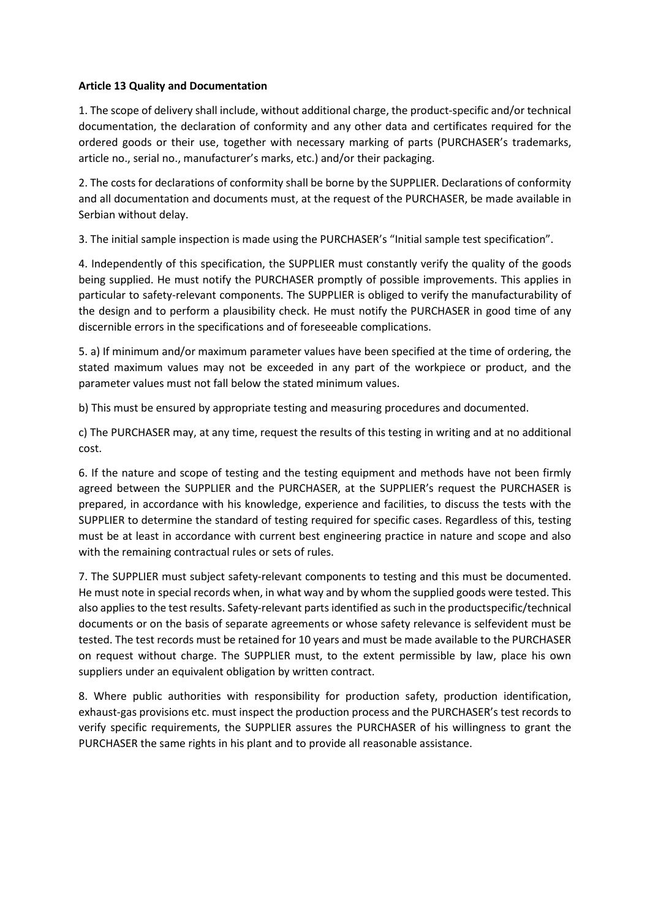**Article 13 Quality and Documentation**

1. The scope of delivery shall include, without additional charge, the product-specific and/or technical documentation, the declaration of conformity and any other data and certificates required for the ordered goods or their use, together with necessary marking of parts (PURCHASER's trademarks, article no., serial no., manufacturer's marks, etc.) and/or their packaging.

2. The costs for declarations of conformity shall be borne by the SUPPLIER. Declarations of conformity and all documentation and documents must, at the request of the PURCHASER, be made available in Serbian without delay.

3. The initial sample inspection is made using the PURCHASER's "Initial sample test specification".

4. Independently of this specification, the SUPPLIER must constantly verify the quality of the goods being supplied. He must notify the PURCHASER promptly of possible improvements. This applies in particular to safety-relevant components. The SUPPLIER is obliged to verify the manufacturability of the design and to perform a plausibility check. He must notify the PURCHASER in good time of any discernible errors in the specifications and of foreseeable complications.

5. a) If minimum and/or maximum parameter values have been specified at the time of ordering, the stated maximum values may not be exceeded in any part of the workpiece or product, and the parameter values must not fall below the stated minimum values.

b) This must be ensured by appropriate testing and measuring procedures and documented.

c) The PURCHASER may, at any time, request the results of this testing in writing and at no additional cost.

6. If the nature and scope of testing and the testing equipment and methods have not been firmly agreed between the SUPPLIER and the PURCHASER, at the SUPPLIER's request the PURCHASER is prepared, in accordance with his knowledge, experience and facilities, to discuss the tests with the SUPPLIER to determine the standard of testing required for specific cases. Regardless of this, testing must be at least in accordance with current best engineering practice in nature and scope and also with the remaining contractual rules or sets of rules.

7. The SUPPLIER must subject safety-relevant components to testing and this must be documented. He must note in special records when, in what way and by whom the supplied goods were tested. This also applies to the test results. Safety-relevant parts identified as such in the productspecific/technical documents or on the basis of separate agreements or whose safety relevance is selfevident must be tested. The test records must be retained for 10 years and must be made available to the PURCHASER on request without charge. The SUPPLIER must, to the extent permissible by law, place his own suppliers under an equivalent obligation by written contract.

8. Where public authorities with responsibility for production safety, production identification, exhaust-gas provisions etc. must inspect the production process and the PURCHASER's test records to verify specific requirements, the SUPPLIER assures the PURCHASER of his willingness to grant the PURCHASER the same rights in his plant and to provide all reasonable assistance.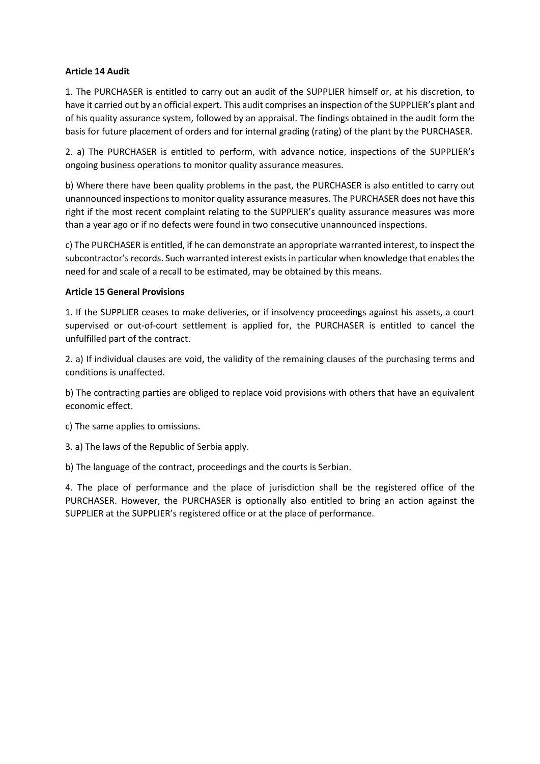**Article 14 Audit**

1. The PURCHASER is entitled to carry out an audit of the SUPPLIER himself or, at his discretion, to have it carried out by an official expert. This audit comprises an inspection of the SUPPLIER's plant and of his quality assurance system, followed by an appraisal. The findings obtained in the audit form the basis for future placement of orders and for internal grading (rating) of the plant by the PURCHASER.

2. a) The PURCHASER is entitled to perform, with advance notice, inspections of the SUPPLIER's ongoing business operations to monitor quality assurance measures.

b) Where there have been quality problems in the past, the PURCHASER is also entitled to carry out unannounced inspections to monitor quality assurance measures. The PURCHASER does not have this right if the most recent complaint relating to the SUPPLIER's quality assurance measures was more than a year ago or if no defects were found in two consecutive unannounced inspections.

c) The PURCHASER is entitled, if he can demonstrate an appropriate warranted interest, to inspect the subcontractor's records. Such warranted interest exists in particular when knowledge that enables the need for and scale of a recall to be estimated, may be obtained by this means.

**Article 15 General Provisions**

1. If the SUPPLIER ceases to make deliveries, or if insolvency proceedings against his assets, a court supervised or out-of-court settlement is applied for, the PURCHASER is entitled to cancel the unfulfilled part of the contract.

2. a) If individual clauses are void, the validity of the remaining clauses of the purchasing terms and conditions is unaffected.

b) The contracting parties are obliged to replace void provisions with others that have an equivalent economic effect.

c) The same applies to omissions.

3. a) The laws of the Republic of Serbia apply.

b) The language of the contract, proceedings and the courts is Serbian.

4. The place of performance and the place of jurisdiction shall be the registered office of the PURCHASER. However, the PURCHASER is optionally also entitled to bring an action against the SUPPLIER at the SUPPLIER's registered office or at the place of performance.